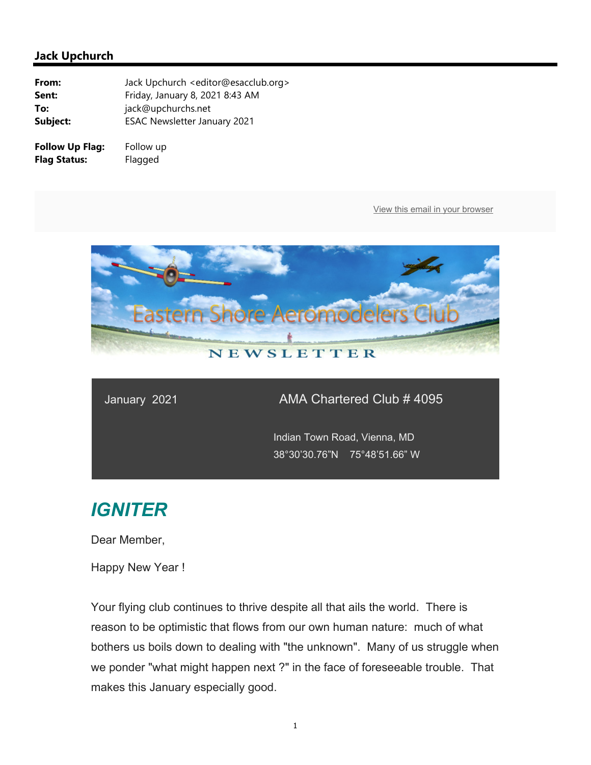## Jack Upchurch

**From:** Jack Upchurch <editor@esacclub.org>
**Sent:** Friday, January 8, 2021 8:43 AM
**To:** jack@upchurchs.net
**Subject:** ESAC Newsletter January 2021

**Follow Up Flag:** Follow up
**Flag Status:** Flagged

View this email in your browser

Eastern Shore Aeromodelers Club

NEWSLETTER

January 2021

AMA Chartered Club # 4095

Indian Town Road, Vienna, MD
38°30'30.76"N 75°48'51.66" W

# *IGNITER*

Dear Member,

Happy New Year !

Your flying club continues to thrive despite all that ails the world. There is reason to be optimistic that flows from our own human nature: much of what bothers us boils down to dealing with "the unknown". Many of us struggle when we ponder "what might happen next ?" in the face of foreseeable trouble. That makes this January especially good.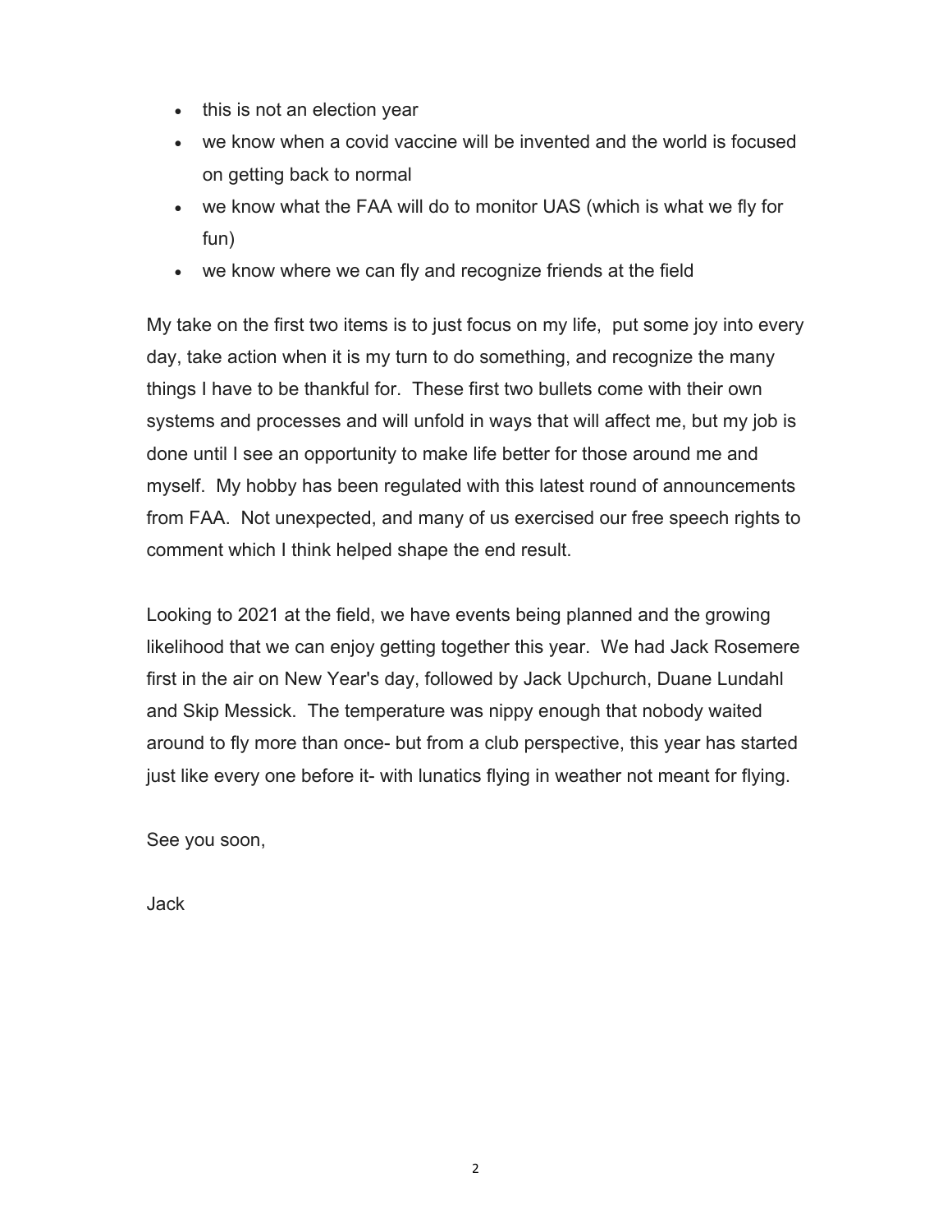- this is not an election year
- we know when a covid vaccine will be invented and the world is focused on getting back to normal
- we know what the FAA will do to monitor UAS (which is what we fly for fun)
- we know where we can fly and recognize friends at the field

My take on the first two items is to just focus on my life, put some joy into every day, take action when it is my turn to do something, and recognize the many things I have to be thankful for. These first two bullets come with their own systems and processes and will unfold in ways that will affect me, but my job is done until I see an opportunity to make life better for those around me and myself. My hobby has been regulated with this latest round of announcements from FAA. Not unexpected, and many of us exercised our free speech rights to comment which I think helped shape the end result.

Looking to 2021 at the field, we have events being planned and the growing likelihood that we can enjoy getting together this year. We had Jack Rosemere first in the air on New Year's day, followed by Jack Upchurch, Duane Lundahl and Skip Messick. The temperature was nippy enough that nobody waited around to fly more than once- but from a club perspective, this year has started just like every one before it- with lunatics flying in weather not meant for flying.

See you soon,

Jack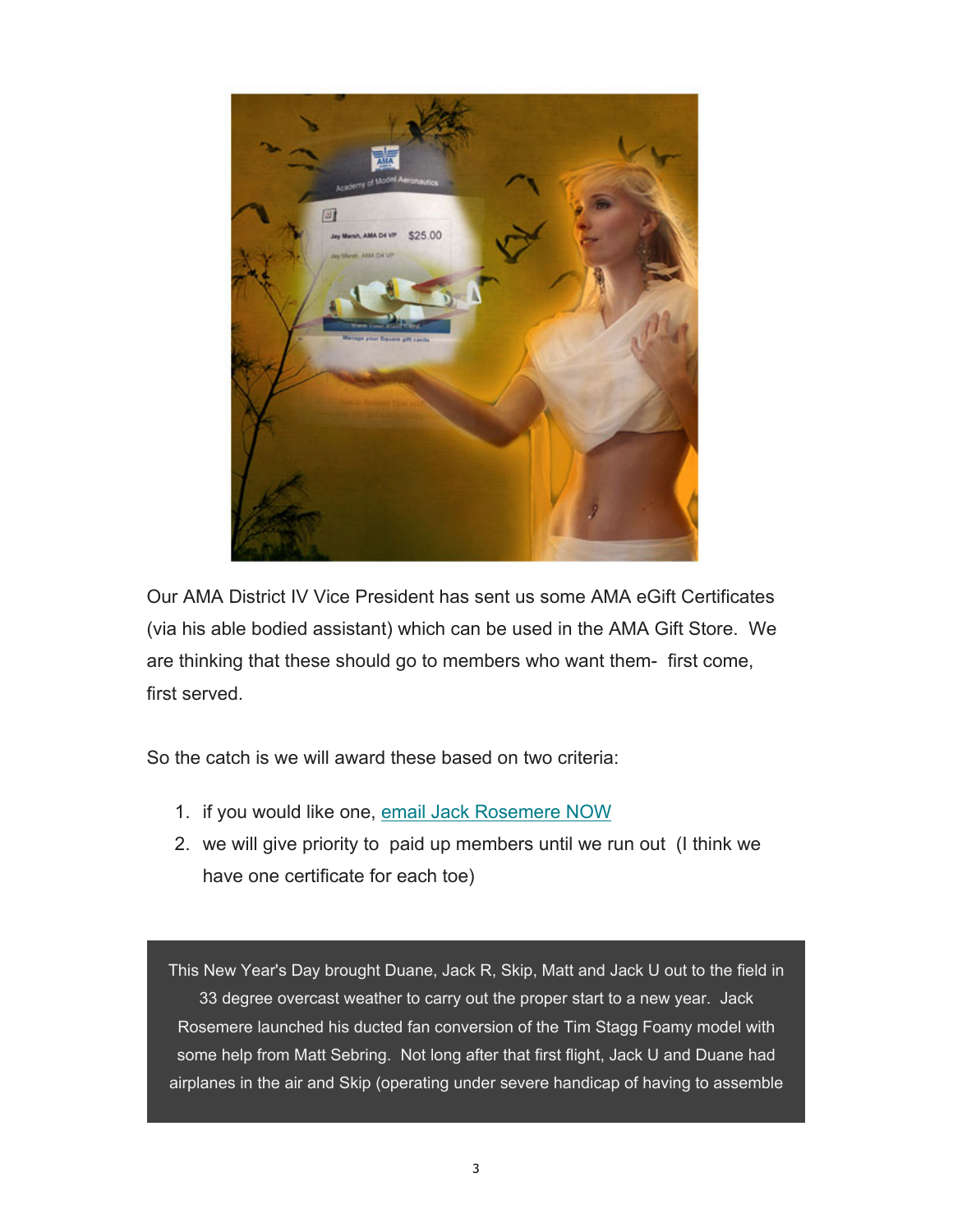Our AMA District IV Vice President has sent us some AMA eGift Certificates (via his able bodied assistant) which can be used in the AMA Gift Store. We are thinking that these should go to members who want them- first come, first served.

So the catch is we will award these based on two criteria:

1. if you would like one, [email Jack Rosemere NOW]
2. we will give priority to paid up members until we run out (I think we have one certificate for each toe)

This New Year's Day brought Duane, Jack R, Skip, Matt and Jack U out to the field in 33 degree overcast weather to carry out the proper start to a new year. Jack Rosemere launched his ducted fan conversion of the Tim Stagg Foamy model with some help from Matt Sebring. Not long after that first flight, Jack U and Duane had airplanes in the air and Skip (operating under severe handicap of having to assemble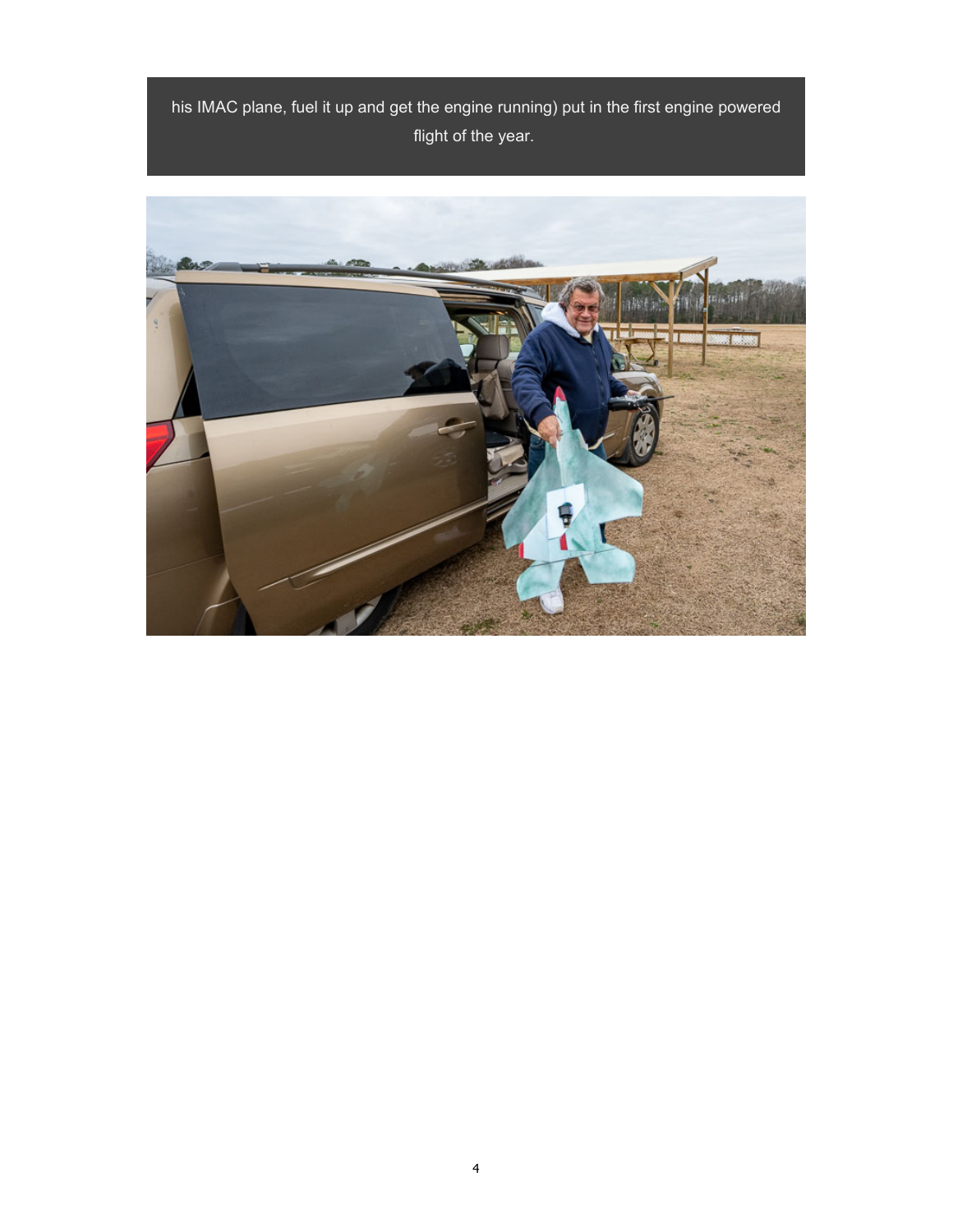his IMAC plane, fuel it up and get the engine running) put in the first engine powered flight of the year.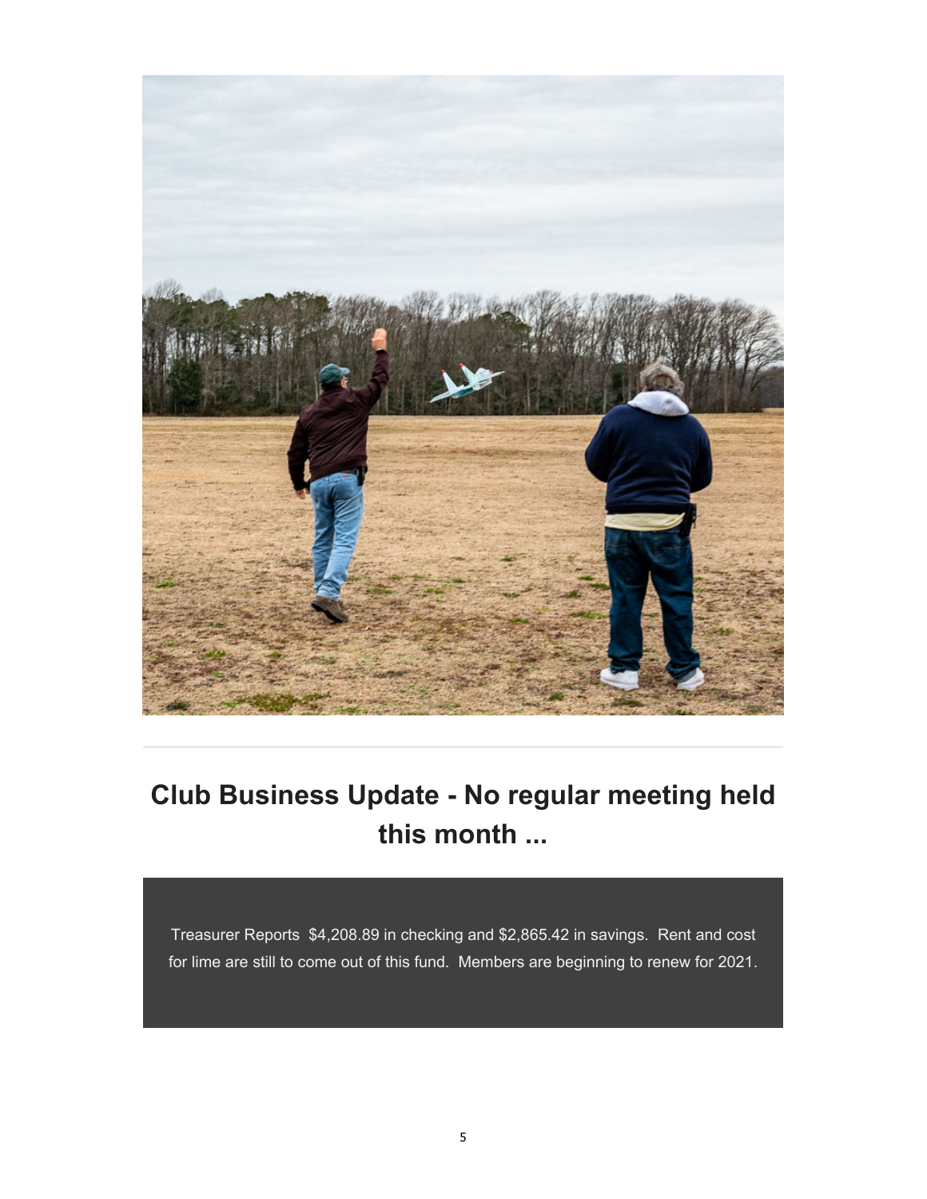## Club Business Update - No regular meeting held this month ...

Treasurer Reports  $4,208.89 in checking and $2,865.42 in savings.  Rent and cost for lime are still to come out of this fund.  Members are beginning to renew for 2021.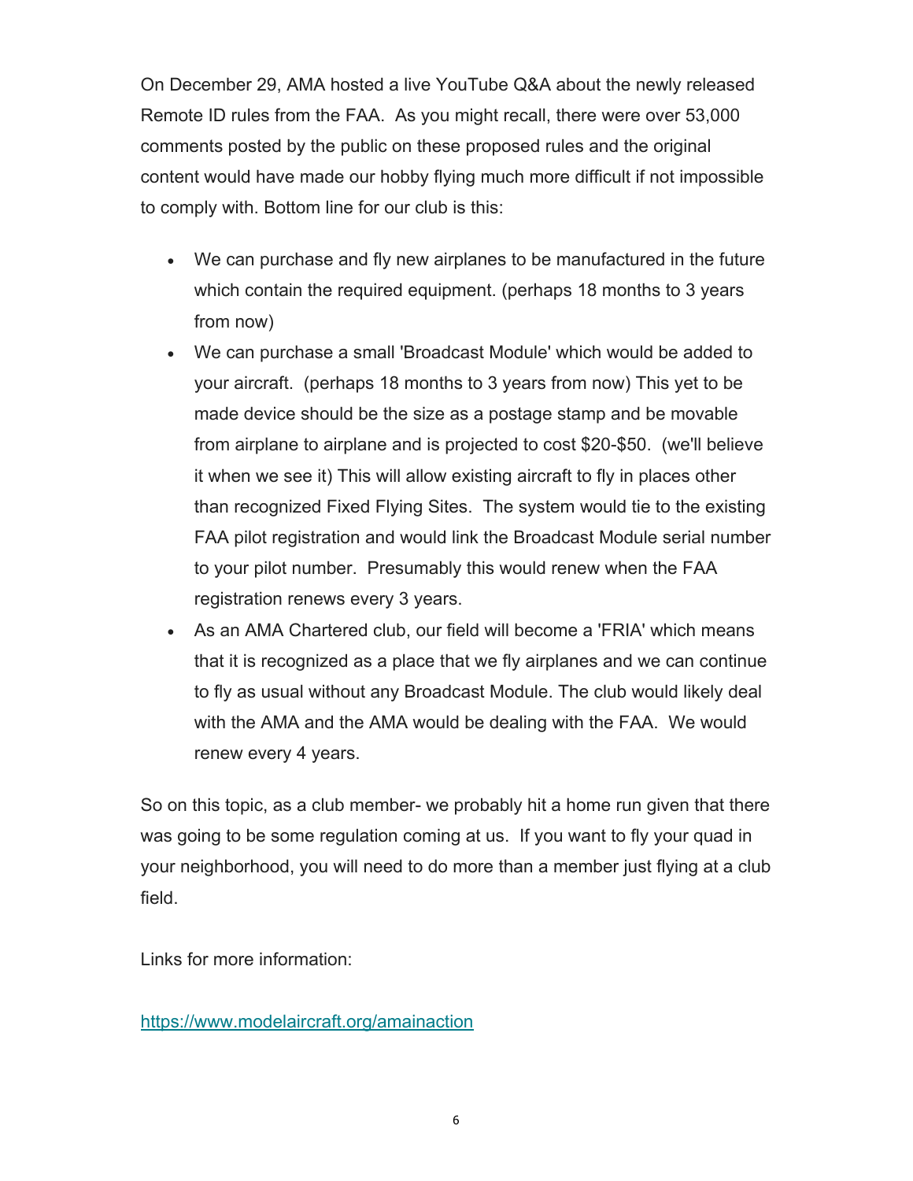On December 29, AMA hosted a live YouTube Q&A about the newly released Remote ID rules from the FAA. As you might recall, there were over 53,000 comments posted by the public on these proposed rules and the original content would have made our hobby flying much more difficult if not impossible to comply with. Bottom line for our club is this:

- We can purchase and fly new airplanes to be manufactured in the future which contain the required equipment. (perhaps 18 months to 3 years from now)
- We can purchase a small 'Broadcast Module' which would be added to your aircraft. (perhaps 18 months to 3 years from now) This yet to be made device should be the size as a postage stamp and be movable from airplane to airplane and is projected to cost $20-$50. (we'll believe it when we see it) This will allow existing aircraft to fly in places other than recognized Fixed Flying Sites. The system would tie to the existing FAA pilot registration and would link the Broadcast Module serial number to your pilot number. Presumably this would renew when the FAA registration renews every 3 years.
- As an AMA Chartered club, our field will become a 'FRIA' which means that it is recognized as a place that we fly airplanes and we can continue to fly as usual without any Broadcast Module. The club would likely deal with the AMA and the AMA would be dealing with the FAA. We would renew every 4 years.

So on this topic, as a club member- we probably hit a home run given that there was going to be some regulation coming at us. If you want to fly your quad in your neighborhood, you will need to do more than a member just flying at a club field.

Links for more information:

https://www.modelaircraft.org/amainaction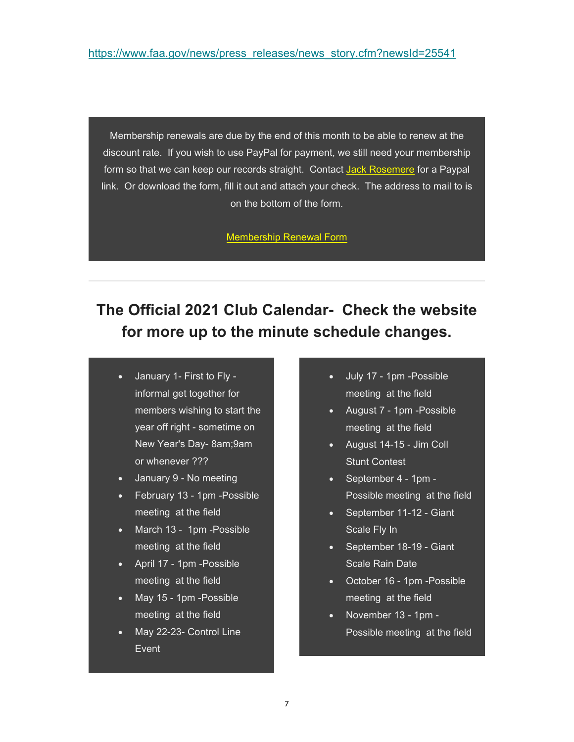https://www.faa.gov/news/press_releases/news_story.cfm?newsId=25541

Membership renewals are due by the end of this month to be able to renew at the discount rate. If you wish to use PayPal for payment, we still need your membership form so that we can keep our records straight. Contact Jack Rosemere for a Paypal link. Or download the form, fill it out and attach your check. The address to mail to is on the bottom of the form.

Membership Renewal Form

---

## The Official 2021 Club Calendar- Check the website for more up to the minute schedule changes.

- January 1- First to Fly - informal get together for members wishing to start the year off right - sometime on New Year's Day- 8am;9am or whenever ???
- January 9 - No meeting
- February 13 - 1pm -Possible meeting at the field
- March 13 - 1pm -Possible meeting at the field
- April 17 - 1pm -Possible meeting at the field
- May 15 - 1pm -Possible meeting at the field
- May 22-23- Control Line Event
- July 17 - 1pm -Possible meeting at the field
- August 7 - 1pm -Possible meeting at the field
- August 14-15 - Jim Coll Stunt Contest
- September 4 - 1pm - Possible meeting at the field
- September 11-12 - Giant Scale Fly In
- September 18-19 - Giant Scale Rain Date
- October 16 - 1pm -Possible meeting at the field
- November 13 - 1pm - Possible meeting at the field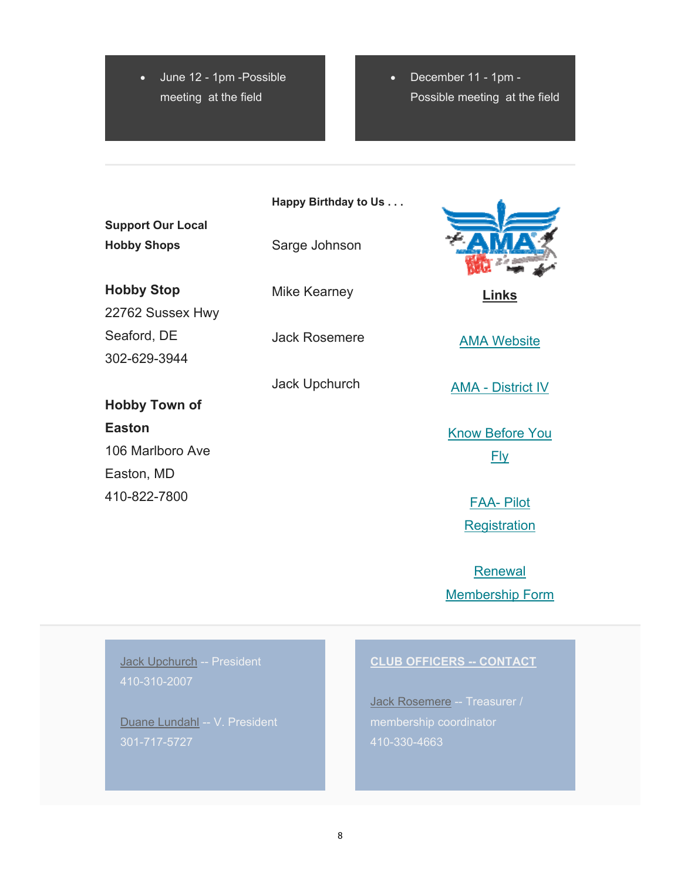- June 12 - 1pm -Possible meeting at the field

- December 11 - 1pm - Possible meeting at the field

---

**Support Our Local Hobby Shops**

**Hobby Stop**
22762 Sussex Hwy
Seaford, DE
302-629-3944

**Hobby Town of Easton**
106 Marlboro Ave
Easton, MD
410-822-7800

**Happy Birthday to Us . . .**

Sarge Johnson

Mike Kearney

Jack Rosemere

Jack Upchurch

**Links**

AMA Website

AMA - District IV

Know Before You Fly

FAA- Pilot Registration

Renewal Membership Form

---

Jack Upchurch -- President
410-310-2007

Duane Lundahl -- V. President
301-717-5727

**CLUB OFFICERS -- CONTACT**

Jack Rosemere -- Treasurer / membership coordinator
410-330-4663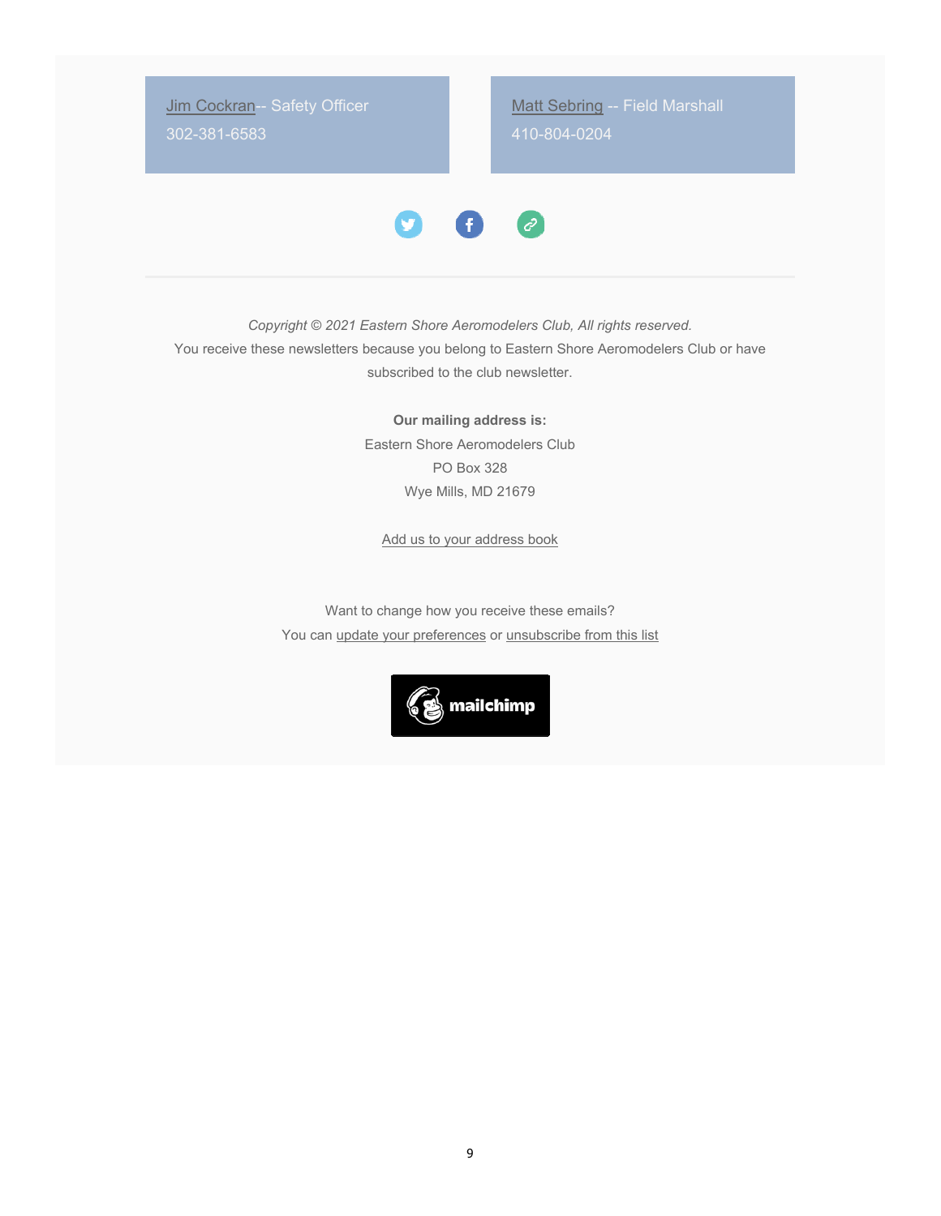Jim Cockran-- Safety Officer
302-381-6583

Matt Sebring -- Field Marshall
410-804-0204

*Copyright © 2021 Eastern Shore Aeromodelers Club, All rights reserved.*
You receive these newsletters because you belong to Eastern Shore Aeromodelers Club or have subscribed to the club newsletter.

**Our mailing address is:**
Eastern Shore Aeromodelers Club
PO Box 328
Wye Mills, MD 21679

Add us to your address book

Want to change how you receive these emails?
You can update your preferences or unsubscribe from this list

mailchimp